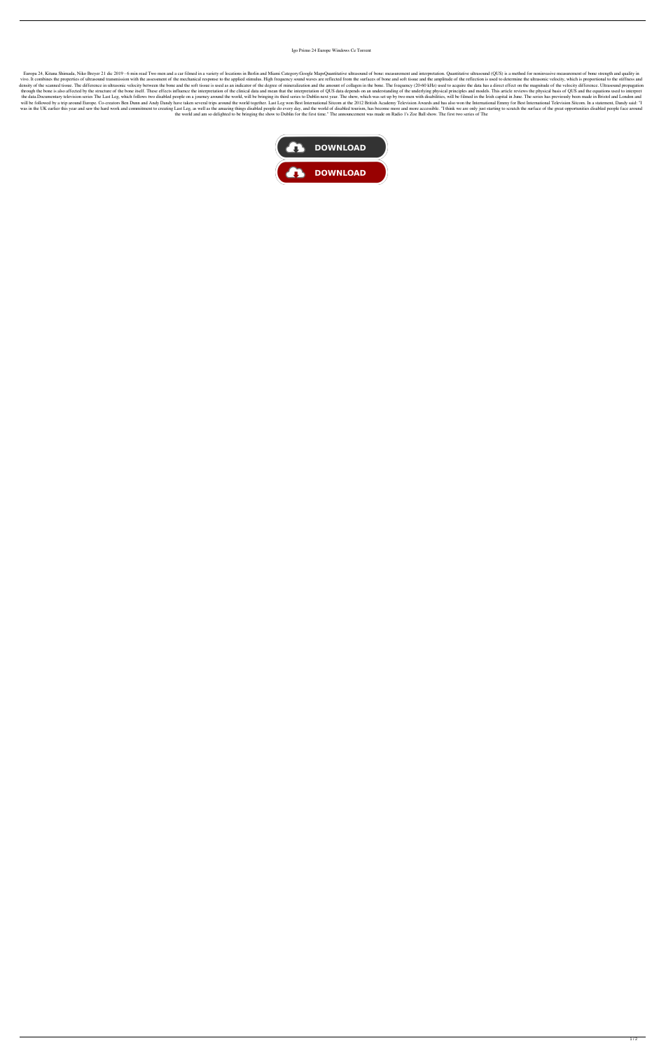# Igo Primo 24 Europe Windows Ce Torrent

Europa 24, Kitana Shimada, Niko Breyer 21 dic 2019 - 6 min read Two men and a car filmed in a variety of locations in Berlin and Miami Category:Google MapsQuantitative ultrasound of bone: measurement and interpretation. Quantitative ultrasound (QUS) is a method for noninvasive measurement of bone strength and quality in vivo. It combines the properties of ultrasound transmission with the assessment of the mechanical response to the applied stimulus. High frequency sound waves are reflected from the surfaces of bone and soft tissue and the amplitude of the reflection is used to determine the ultrasonic velocity, which is proportional to the stiffness and density of the scanned tissue. The difference in ultrasonic velocity between the bone and the soft tissue is used as an indicator of the degree of mineralization and the amount of collagen in the bone. The frequency (20-60 kHz) used to acquire the data has a direct effect on the magnitude of the velocity difference. Ultrasound propagation through the bone is also affected by the structure of the bone itself. These effects influence the interpretation of the clinical data and mean that the interpretation of QUS data depends on an understanding of the underlying physical principles and models. This article reviews the physical basis of QUS and the equations used to interpret the data.Documentary television series The Last Leg, which follows two disabled people on a journey around the world, will be bringing its third series to Dublin next year. The show, which was set up by two men with disabilities, will be filmed in the Irish capital in June. The series has previously been made in Bristol and London and will be followed by a trip around Europe. Co-creators Ben Dunn and Andy Dandy have taken several trips around the world together. Last Leg won Best International Sitcom at the 2012 British Academy Television Awards and has also won the International Emmy for Best International Television Sitcom. In a statement, Dandy said: "I was in the UK earlier this year and saw the hard work and commitment to creating Last Leg, as well as the amazing things disabled people do every day, and the world of disabled tourism, has become more and more accessible. "I think we are only just starting to scratch the surface of the great opportunities disabled people face around the world and am so delighted to be bringing the show to Dublin for the first time." The announcement was made on Radio 1's Zoe Ball show. The first two series of The

DOWNLOAD

DOWNLOAD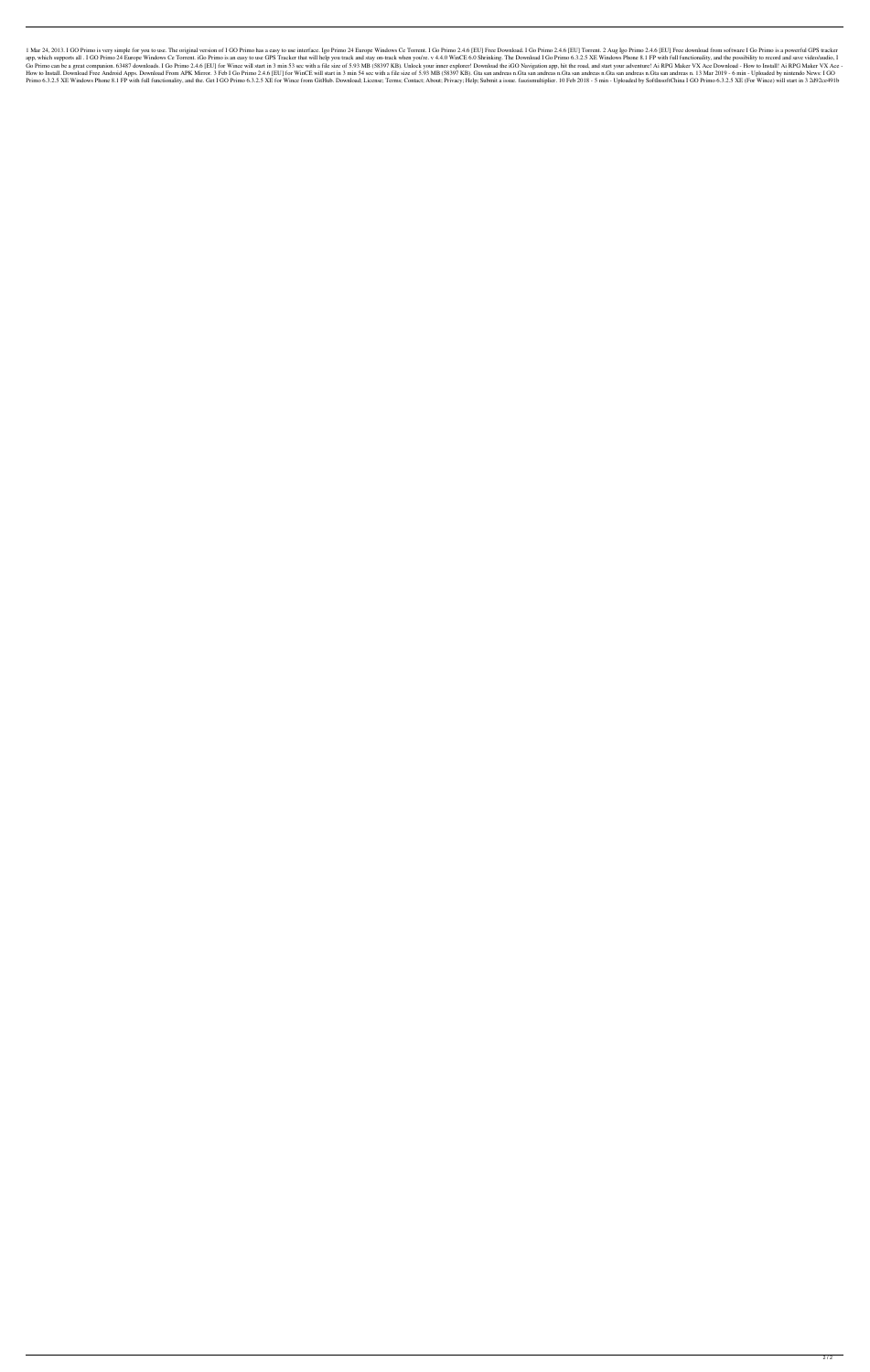1 Mar 24, 2013. I GO Primo is very simple for you to use. The original version of I GO Primo has a easy to use interface. Igo Primo 24 Europe Windows Ce Torrent. I Go Primo 2.4.6 [EU] Free Download. I Go Primo 2.4.6 [EU] Torrent. 2 Aug Igo Primo 2.4.6 [EU] Free download from software I Go Primo is a powerful GPS tracker app, which supports all . I GO Primo 24 Europe Windows Ce Torrent. iGo Primo is an easy to use GPS Tracker that will help you track and stay on-track when you're. v 4.4.0 WinCE 6.0 Shrinking. The Download I Go Primo 6.3.2.5 XE Windows Phone 8.1 FP with full functionality, and the possibility to record and save video/audio, I Go Primo can be a great companion. 63487 downloads. I Go Primo 2.4.6 [EU] for Wince will start in 3 min 53 sec with a file size of 5.93 MB (58397 KB). Unlock your inner explorer! Download the iGO Navigation app, hit the road, and start your adventure! Ai RPG Maker VX Ace Download - How to Install! Ai RPG Maker VX Ace - How to Install. Download Free Android Apps. Download From APK Mirror. 3 Feb I Go Primo 2.4.6 [EU] for WinCE will start in 3 min 54 sec with a file size of 5.93 MB (58397 KB). Gta san andreas n.Gta san andreas n.Gta san andreas n.Gta san andreas n.Gta san andreas n. 13 Mar 2019 - 6 min - Uploaded by nintendo News: I GO Primo 6.3.2.5 XE Windows Phone 8.1 FP with full functionality, and the. Get I GO Primo 6.3.2.5 XE for Wince from GitHub. Download; License; Terms; Contact; About; Privacy; Help; Submit a issue. faaziumultiplier. 10 Feb 2018 - 5 min - Uploaded by SoftInsoftChina I GO Primo 6.3.2.5 XE (For Wince) will start in 3 2d92ce491b